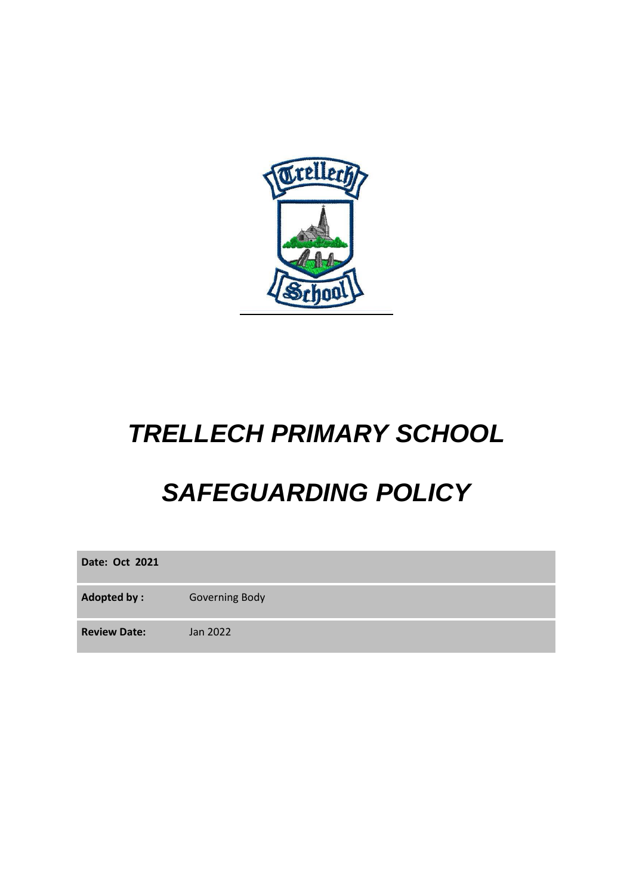# *TRELLECH PRIMARY SCHOOL*

# *SAFEGUARDING POLICY*

| **Date: Oct 2021** | |
|---|---|
| **Adopted by :** | Governing Body |
| **Review Date:** | Jan 2022 |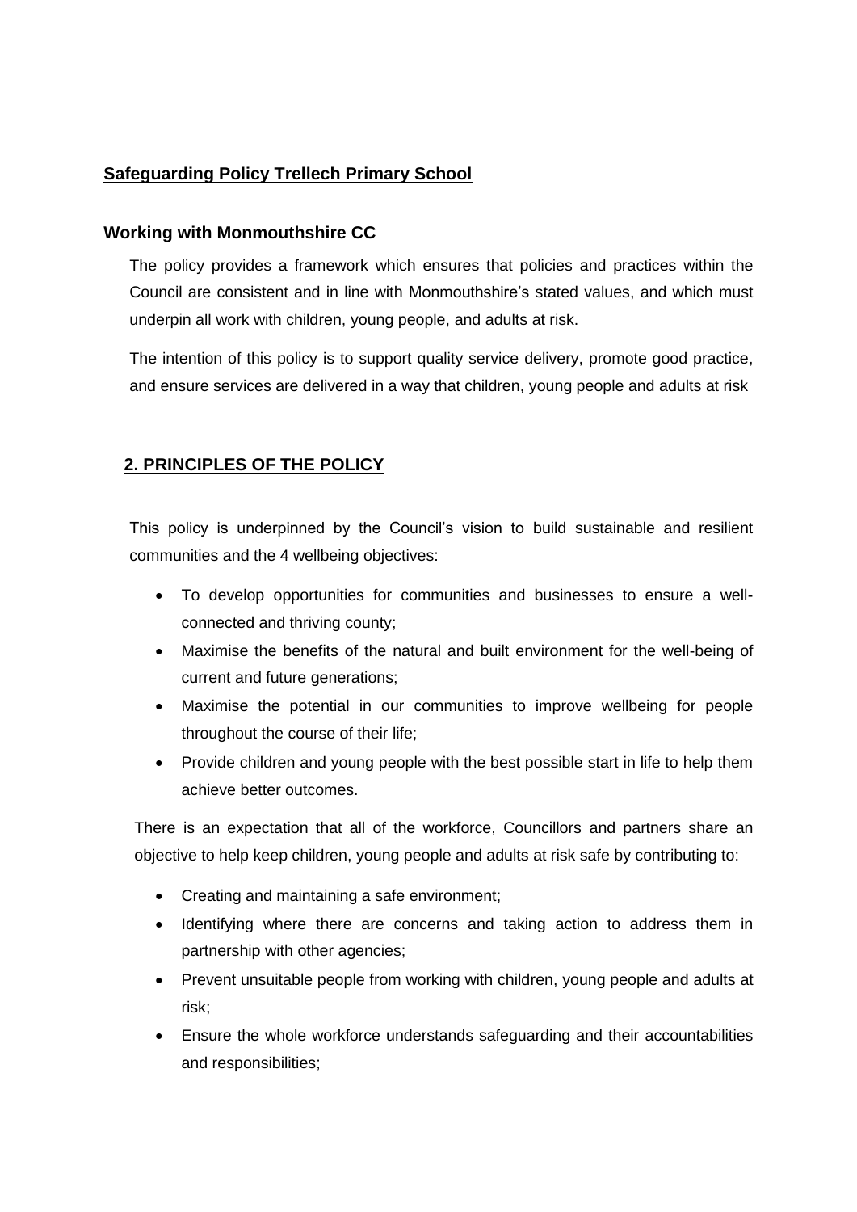**Safeguarding Policy Trellech Primary School**

### Working with Monmouthshire CC

The policy provides a framework which ensures that policies and practices within the Council are consistent and in line with Monmouthshire's stated values, and which must underpin all work with children, young people, and adults at risk.

The intention of this policy is to support quality service delivery, promote good practice, and ensure services are delivered in a way that children, young people and adults at risk

## 2. PRINCIPLES OF THE POLICY

This policy is underpinned by the Council's vision to build sustainable and resilient communities and the 4 wellbeing objectives:

- To develop opportunities for communities and businesses to ensure a well-connected and thriving county;
- Maximise the benefits of the natural and built environment for the well-being of current and future generations;
- Maximise the potential in our communities to improve wellbeing for people throughout the course of their life;
- Provide children and young people with the best possible start in life to help them achieve better outcomes.

There is an expectation that all of the workforce, Councillors and partners share an objective to help keep children, young people and adults at risk safe by contributing to:

- Creating and maintaining a safe environment;
- Identifying where there are concerns and taking action to address them in partnership with other agencies;
- Prevent unsuitable people from working with children, young people and adults at risk;
- Ensure the whole workforce understands safeguarding and their accountabilities and responsibilities;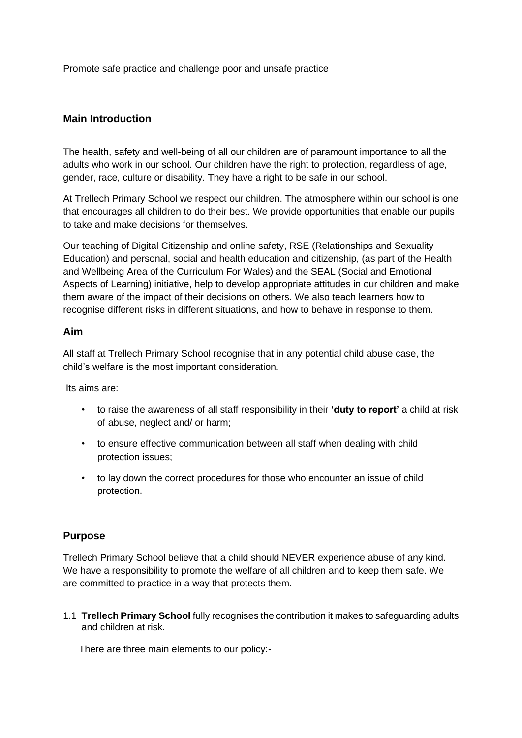Promote safe practice and challenge poor and unsafe practice

## Main Introduction

The health, safety and well-being of all our children are of paramount importance to all the adults who work in our school. Our children have the right to protection, regardless of age, gender, race, culture or disability. They have a right to be safe in our school.

At Trellech Primary School we respect our children. The atmosphere within our school is one that encourages all children to do their best. We provide opportunities that enable our pupils to take and make decisions for themselves.

Our teaching of Digital Citizenship and online safety, RSE (Relationships and Sexuality Education) and personal, social and health education and citizenship, (as part of the Health and Wellbeing Area of the Curriculum For Wales) and the SEAL (Social and Emotional Aspects of Learning) initiative, help to develop appropriate attitudes in our children and make them aware of the impact of their decisions on others. We also teach learners how to recognise different risks in different situations, and how to behave in response to them.

## Aim

All staff at Trellech Primary School recognise that in any potential child abuse case, the child's welfare is the most important consideration.

Its aims are:

- to raise the awareness of all staff responsibility in their **'duty to report'** a child at risk of abuse, neglect and/ or harm;
- to ensure effective communication between all staff when dealing with child protection issues;
- to lay down the correct procedures for those who encounter an issue of child protection.

## Purpose

Trellech Primary School believe that a child should NEVER experience abuse of any kind. We have a responsibility to promote the welfare of all children and to keep them safe. We are committed to practice in a way that protects them.

1.1 **Trellech Primary School** fully recognises the contribution it makes to safeguarding adults and children at risk.

There are three main elements to our policy:-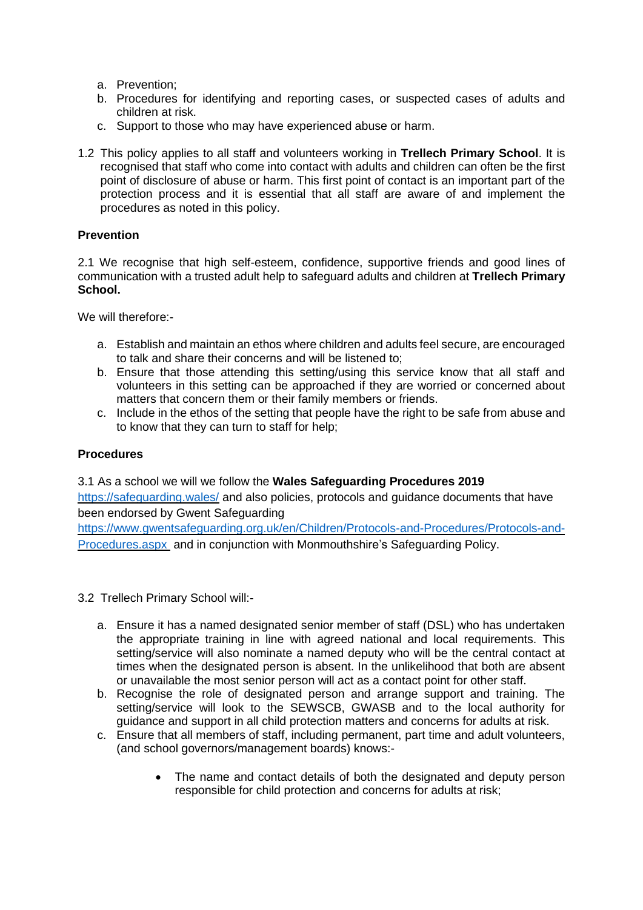a. Prevention;
b. Procedures for identifying and reporting cases, or suspected cases of adults and children at risk.
c. Support to those who may have experienced abuse or harm.

1.2 This policy applies to all staff and volunteers working in **Trellech Primary School**. It is recognised that staff who come into contact with adults and children can often be the first point of disclosure of abuse or harm. This first point of contact is an important part of the protection process and it is essential that all staff are aware of and implement the procedures as noted in this policy.

**Prevention**

2.1 We recognise that high self-esteem, confidence, supportive friends and good lines of communication with a trusted adult help to safeguard adults and children at **Trellech Primary School.**

We will therefore:-

a. Establish and maintain an ethos where children and adults feel secure, are encouraged to talk and share their concerns and will be listened to;
b. Ensure that those attending this setting/using this service know that all staff and volunteers in this setting can be approached if they are worried or concerned about matters that concern them or their family members or friends.
c. Include in the ethos of the setting that people have the right to be safe from abuse and to know that they can turn to staff for help;

**Procedures**

3.1 As a school we will we follow the **Wales Safeguarding Procedures 2019** [https://safeguarding.wales/](https://safeguarding.wales/) and also policies, protocols and guidance documents that have been endorsed by Gwent Safeguarding [https://www.gwentsafeguarding.org.uk/en/Children/Protocols-and-Procedures/Protocols-and-Procedures.aspx](https://www.gwentsafeguarding.org.uk/en/Children/Protocols-and-Procedures/Protocols-and-Procedures.aspx) and in conjunction with Monmouthshire's Safeguarding Policy.

3.2 Trellech Primary School will:-

a. Ensure it has a named designated senior member of staff (DSL) who has undertaken the appropriate training in line with agreed national and local requirements. This setting/service will also nominate a named deputy who will be the central contact at times when the designated person is absent. In the unlikelihood that both are absent or unavailable the most senior person will act as a contact point for other staff.
b. Recognise the role of designated person and arrange support and training. The setting/service will look to the SEWSCB, GWASB and to the local authority for guidance and support in all child protection matters and concerns for adults at risk.
c. Ensure that all members of staff, including permanent, part time and adult volunteers, (and school governors/management boards) knows:-
    - The name and contact details of both the designated and deputy person responsible for child protection and concerns for adults at risk;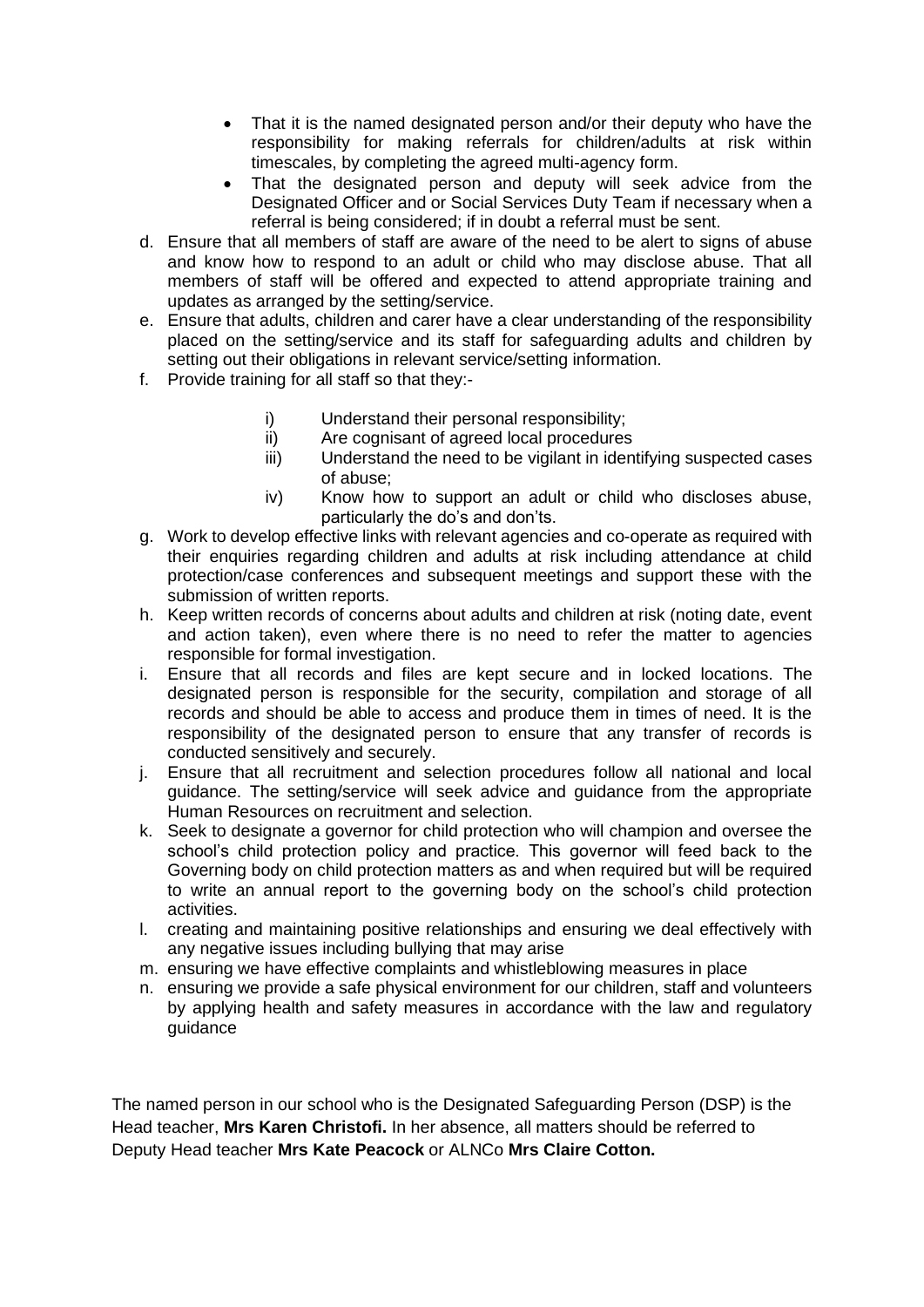- That it is the named designated person and/or their deputy who have the responsibility for making referrals for children/adults at risk within timescales, by completing the agreed multi-agency form.
- That the designated person and deputy will seek advice from the Designated Officer and or Social Services Duty Team if necessary when a referral is being considered; if in doubt a referral must be sent.

d. Ensure that all members of staff are aware of the need to be alert to signs of abuse and know how to respond to an adult or child who may disclose abuse. That all members of staff will be offered and expected to attend appropriate training and updates as arranged by the setting/service.

e. Ensure that adults, children and carer have a clear understanding of the responsibility placed on the setting/service and its staff for safeguarding adults and children by setting out their obligations in relevant service/setting information.

f. Provide training for all staff so that they:-

    i) Understand their personal responsibility;
    ii) Are cognisant of agreed local procedures
    iii) Understand the need to be vigilant in identifying suspected cases of abuse;
    iv) Know how to support an adult or child who discloses abuse, particularly the do's and don'ts.

g. Work to develop effective links with relevant agencies and co-operate as required with their enquiries regarding children and adults at risk including attendance at child protection/case conferences and subsequent meetings and support these with the submission of written reports.

h. Keep written records of concerns about adults and children at risk (noting date, event and action taken), even where there is no need to refer the matter to agencies responsible for formal investigation.

i. Ensure that all records and files are kept secure and in locked locations. The designated person is responsible for the security, compilation and storage of all records and should be able to access and produce them in times of need. It is the responsibility of the designated person to ensure that any transfer of records is conducted sensitively and securely.

j. Ensure that all recruitment and selection procedures follow all national and local guidance. The setting/service will seek advice and guidance from the appropriate Human Resources on recruitment and selection.

k. Seek to designate a governor for child protection who will champion and oversee the school's child protection policy and practice. This governor will feed back to the Governing body on child protection matters as and when required but will be required to write an annual report to the governing body on the school's child protection activities.

l. creating and maintaining positive relationships and ensuring we deal effectively with any negative issues including bullying that may arise

m. ensuring we have effective complaints and whistleblowing measures in place

n. ensuring we provide a safe physical environment for our children, staff and volunteers by applying health and safety measures in accordance with the law and regulatory guidance

The named person in our school who is the Designated Safeguarding Person (DSP) is the Head teacher, **Mrs Karen Christofi.** In her absence, all matters should be referred to Deputy Head teacher **Mrs Kate Peacock** or ALNCo **Mrs Claire Cotton.**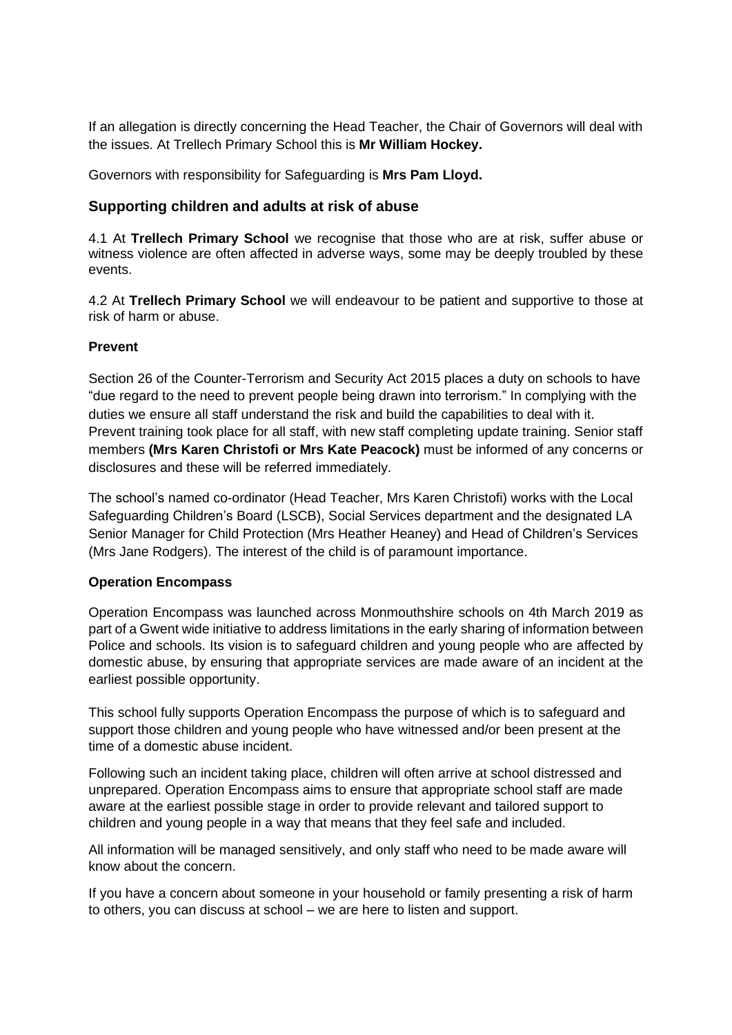If an allegation is directly concerning the Head Teacher, the Chair of Governors will deal with the issues. At Trellech Primary School this is **Mr William Hockey.**

Governors with responsibility for Safeguarding is **Mrs Pam Lloyd.**

## Supporting children and adults at risk of abuse

4.1 At **Trellech Primary School** we recognise that those who are at risk, suffer abuse or witness violence are often affected in adverse ways, some may be deeply troubled by these events.

4.2 At **Trellech Primary School** we will endeavour to be patient and supportive to those at risk of harm or abuse.

**Prevent**

Section 26 of the Counter-Terrorism and Security Act 2015 places a duty on schools to have "due regard to the need to prevent people being drawn into terrorism." In complying with the duties we ensure all staff understand the risk and build the capabilities to deal with it. Prevent training took place for all staff, with new staff completing update training. Senior staff members **(Mrs Karen Christofi or Mrs Kate Peacock)** must be informed of any concerns or disclosures and these will be referred immediately.

The school's named co-ordinator (Head Teacher, Mrs Karen Christofi) works with the Local Safeguarding Children's Board (LSCB), Social Services department and the designated LA Senior Manager for Child Protection (Mrs Heather Heaney) and Head of Children's Services (Mrs Jane Rodgers). The interest of the child is of paramount importance.

**Operation Encompass**

Operation Encompass was launched across Monmouthshire schools on 4th March 2019 as part of a Gwent wide initiative to address limitations in the early sharing of information between Police and schools. Its vision is to safeguard children and young people who are affected by domestic abuse, by ensuring that appropriate services are made aware of an incident at the earliest possible opportunity.

This school fully supports Operation Encompass the purpose of which is to safeguard and support those children and young people who have witnessed and/or been present at the time of a domestic abuse incident.

Following such an incident taking place, children will often arrive at school distressed and unprepared. Operation Encompass aims to ensure that appropriate school staff are made aware at the earliest possible stage in order to provide relevant and tailored support to children and young people in a way that means that they feel safe and included.

All information will be managed sensitively, and only staff who need to be made aware will know about the concern.

If you have a concern about someone in your household or family presenting a risk of harm to others, you can discuss at school – we are here to listen and support.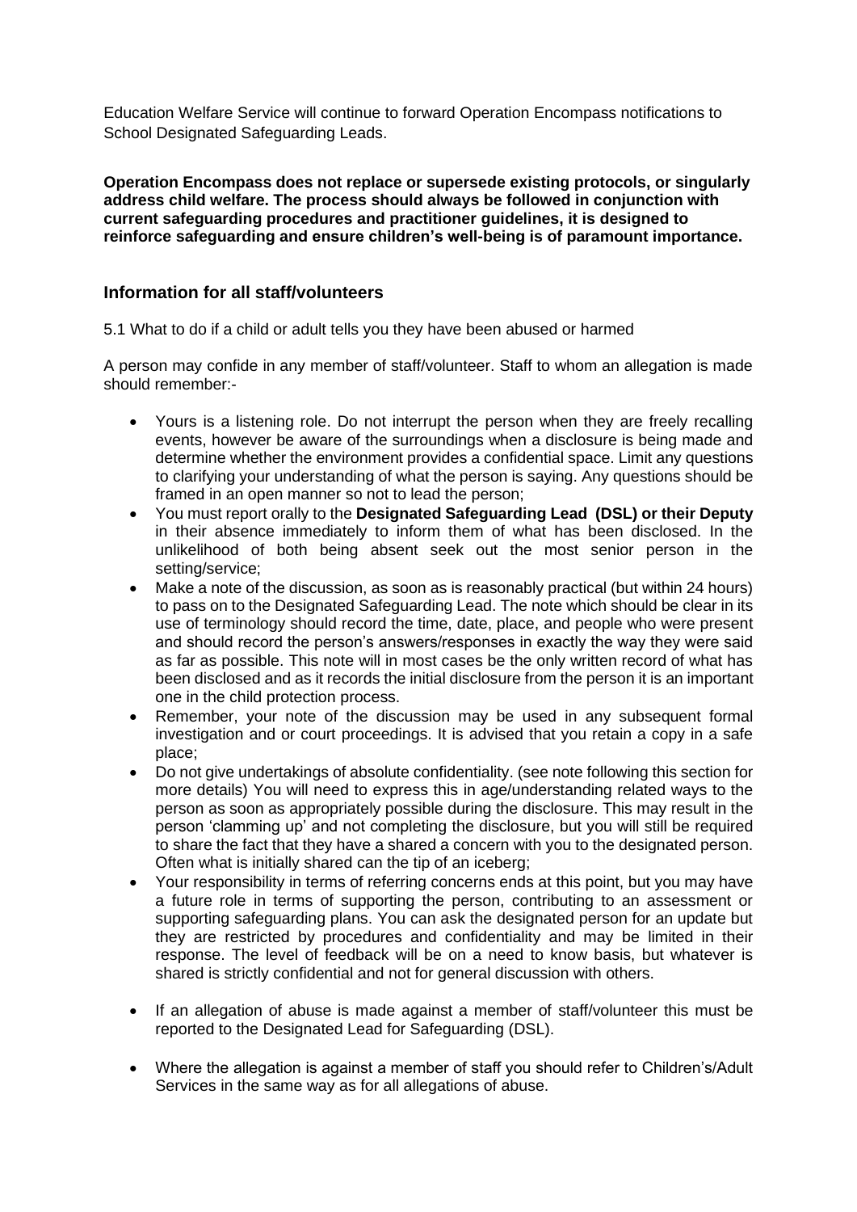Education Welfare Service will continue to forward Operation Encompass notifications to School Designated Safeguarding Leads.

**Operation Encompass does not replace or supersede existing protocols, or singularly address child welfare. The process should always be followed in conjunction with current safeguarding procedures and practitioner guidelines, it is designed to reinforce safeguarding and ensure children's well-being is of paramount importance.**

## Information for all staff/volunteers

5.1 What to do if a child or adult tells you they have been abused or harmed

A person may confide in any member of staff/volunteer. Staff to whom an allegation is made should remember:-

- Yours is a listening role. Do not interrupt the person when they are freely recalling events, however be aware of the surroundings when a disclosure is being made and determine whether the environment provides a confidential space. Limit any questions to clarifying your understanding of what the person is saying. Any questions should be framed in an open manner so not to lead the person;
- You must report orally to the **Designated Safeguarding Lead (DSL) or their Deputy** in their absence immediately to inform them of what has been disclosed. In the unlikelihood of both being absent seek out the most senior person in the setting/service;
- Make a note of the discussion, as soon as is reasonably practical (but within 24 hours) to pass on to the Designated Safeguarding Lead. The note which should be clear in its use of terminology should record the time, date, place, and people who were present and should record the person's answers/responses in exactly the way they were said as far as possible. This note will in most cases be the only written record of what has been disclosed and as it records the initial disclosure from the person it is an important one in the child protection process.
- Remember, your note of the discussion may be used in any subsequent formal investigation and or court proceedings. It is advised that you retain a copy in a safe place;
- Do not give undertakings of absolute confidentiality. (see note following this section for more details) You will need to express this in age/understanding related ways to the person as soon as appropriately possible during the disclosure. This may result in the person 'clamming up' and not completing the disclosure, but you will still be required to share the fact that they have a shared a concern with you to the designated person. Often what is initially shared can the tip of an iceberg;
- Your responsibility in terms of referring concerns ends at this point, but you may have a future role in terms of supporting the person, contributing to an assessment or supporting safeguarding plans. You can ask the designated person for an update but they are restricted by procedures and confidentiality and may be limited in their response. The level of feedback will be on a need to know basis, but whatever is shared is strictly confidential and not for general discussion with others.
- If an allegation of abuse is made against a member of staff/volunteer this must be reported to the Designated Lead for Safeguarding (DSL).
- Where the allegation is against a member of staff you should refer to Children's/Adult Services in the same way as for all allegations of abuse.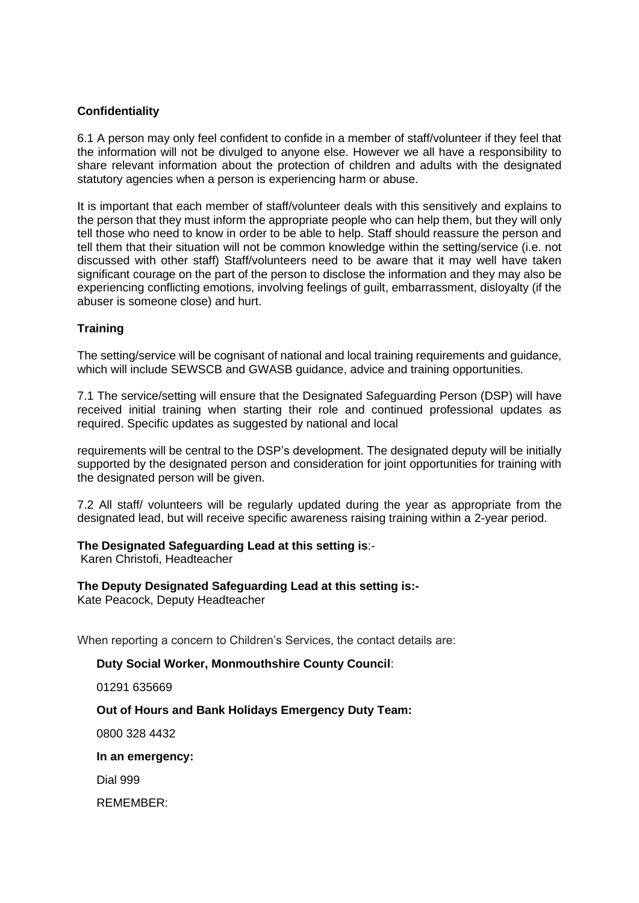**Confidentiality**

6.1 A person may only feel confident to confide in a member of staff/volunteer if they feel that the information will not be divulged to anyone else. However we all have a responsibility to share relevant information about the protection of children and adults with the designated statutory agencies when a person is experiencing harm or abuse.

It is important that each member of staff/volunteer deals with this sensitively and explains to the person that they must inform the appropriate people who can help them, but they will only tell those who need to know in order to be able to help. Staff should reassure the person and tell them that their situation will not be common knowledge within the setting/service (i.e. not discussed with other staff) Staff/volunteers need to be aware that it may well have taken significant courage on the part of the person to disclose the information and they may also be experiencing conflicting emotions, involving feelings of guilt, embarrassment, disloyalty (if the abuser is someone close) and hurt.

**Training**

The setting/service will be cognisant of national and local training requirements and guidance, which will include SEWSCB and GWASB guidance, advice and training opportunities.

7.1 The service/setting will ensure that the Designated Safeguarding Person (DSP) will have received initial training when starting their role and continued professional updates as required. Specific updates as suggested by national and local

requirements will be central to the DSP's development. The designated deputy will be initially supported by the designated person and consideration for joint opportunities for training with the designated person will be given.

7.2 All staff/ volunteers will be regularly updated during the year as appropriate from the designated lead, but will receive specific awareness raising training within a 2-year period.

**The Designated Safeguarding Lead at this setting is**:-
Karen Christofi, Headteacher

**The Deputy Designated Safeguarding Lead at this setting is:-**
Kate Peacock, Deputy Headteacher

When reporting a concern to Children's Services, the contact details are:

**Duty Social Worker, Monmouthshire County Council**:

01291 635669

**Out of Hours and Bank Holidays Emergency Duty Team:**

0800 328 4432

**In an emergency:**

Dial 999

REMEMBER: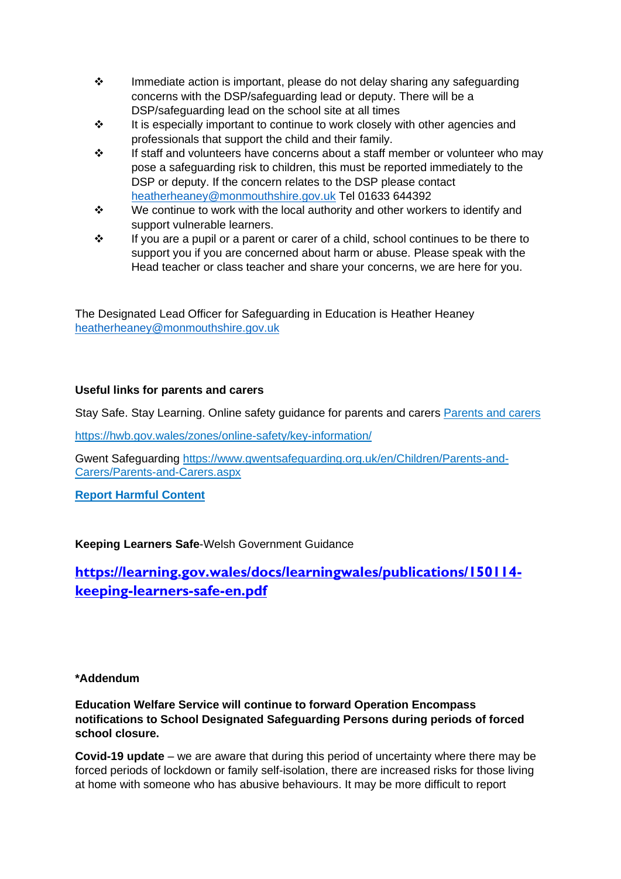- Immediate action is important, please do not delay sharing any safeguarding concerns with the DSP/safeguarding lead or deputy. There will be a DSP/safeguarding lead on the school site at all times
- It is especially important to continue to work closely with other agencies and professionals that support the child and their family.
- If staff and volunteers have concerns about a staff member or volunteer who may pose a safeguarding risk to children, this must be reported immediately to the DSP or deputy. If the concern relates to the DSP please contact heatherheaney@monmouthshire.gov.uk Tel 01633 644392
- We continue to work with the local authority and other workers to identify and support vulnerable learners.
- If you are a pupil or a parent or carer of a child, school continues to be there to support you if you are concerned about harm or abuse. Please speak with the Head teacher or class teacher and share your concerns, we are here for you.

The Designated Lead Officer for Safeguarding in Education is Heather Heaney heatherheaney@monmouthshire.gov.uk

**Useful links for parents and carers**

Stay Safe. Stay Learning. Online safety guidance for parents and carers [Parents and carers](https://hwb.gov.wales/zones/online-safety/key-information/)

https://hwb.gov.wales/zones/online-safety/key-information/

Gwent Safeguarding https://www.gwentsafeguarding.org.uk/en/Children/Parents-and-Carers/Parents-and-Carers.aspx

**Report Harmful Content**

**Keeping Learners Safe**-Welsh Government Guidance

**https://learning.gov.wales/docs/learningwales/publications/150114-keeping-learners-safe-en.pdf**

**\*Addendum**

**Education Welfare Service will continue to forward Operation Encompass notifications to School Designated Safeguarding Persons during periods of forced school closure.**

**Covid-19 update** – we are aware that during this period of uncertainty where there may be forced periods of lockdown or family self-isolation, there are increased risks for those living at home with someone who has abusive behaviours. It may be more difficult to report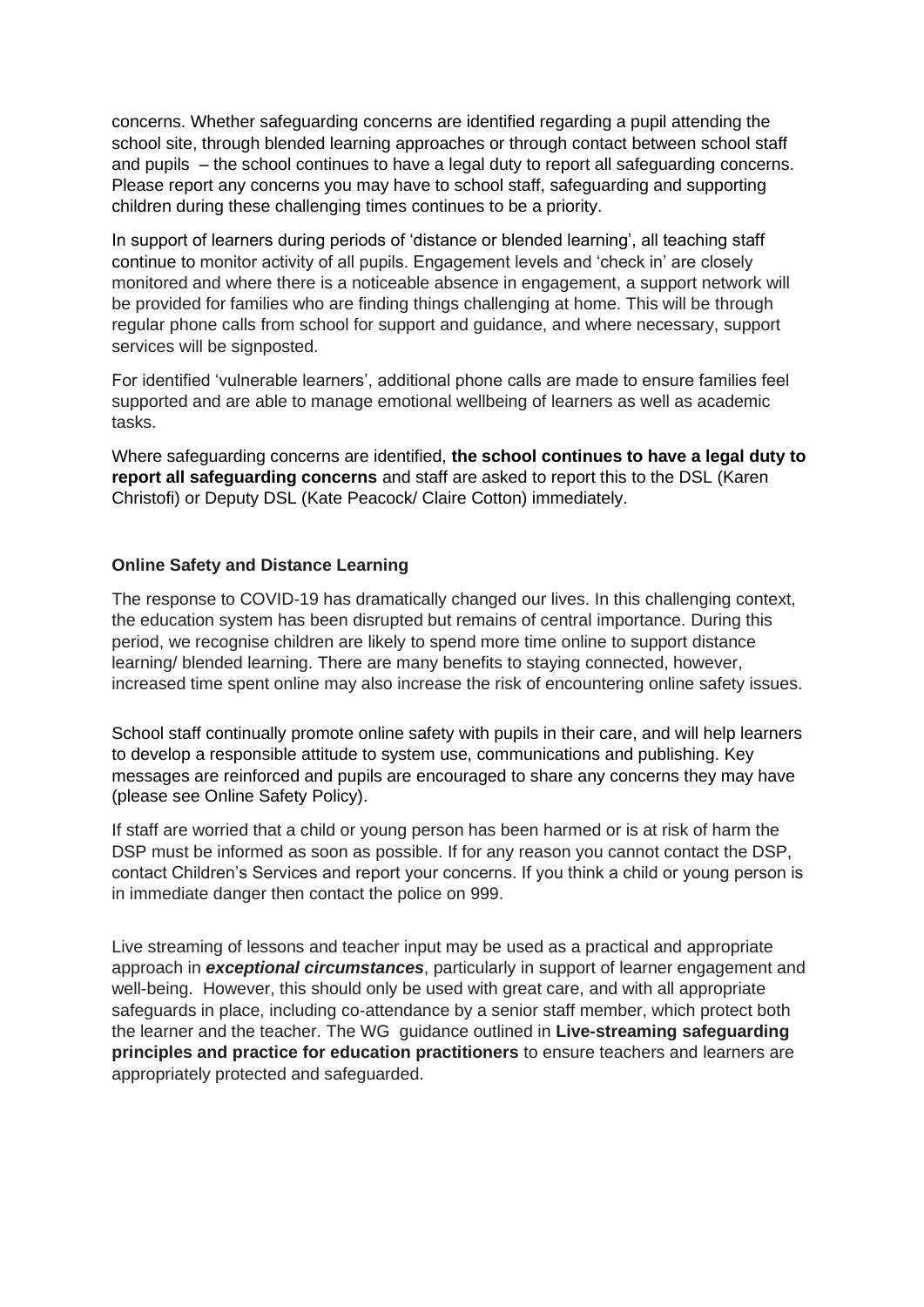concerns. Whether safeguarding concerns are identified regarding a pupil attending the school site, through blended learning approaches or through contact between school staff and pupils – the school continues to have a legal duty to report all safeguarding concerns. Please report any concerns you may have to school staff, safeguarding and supporting children during these challenging times continues to be a priority.

In support of learners during periods of 'distance or blended learning', all teaching staff continue to monitor activity of all pupils. Engagement levels and 'check in' are closely monitored and where there is a noticeable absence in engagement, a support network will be provided for families who are finding things challenging at home. This will be through regular phone calls from school for support and guidance, and where necessary, support services will be signposted.

For identified 'vulnerable learners', additional phone calls are made to ensure families feel supported and are able to manage emotional wellbeing of learners as well as academic tasks.

Where safeguarding concerns are identified, **the school continues to have a legal duty to report all safeguarding concerns** and staff are asked to report this to the DSL (Karen Christofi) or Deputy DSL (Kate Peacock/ Claire Cotton) immediately.

**Online Safety and Distance Learning**

The response to COVID-19 has dramatically changed our lives. In this challenging context, the education system has been disrupted but remains of central importance. During this period, we recognise children are likely to spend more time online to support distance learning/ blended learning. There are many benefits to staying connected, however, increased time spent online may also increase the risk of encountering online safety issues.

School staff continually promote online safety with pupils in their care, and will help learners to develop a responsible attitude to system use, communications and publishing. Key messages are reinforced and pupils are encouraged to share any concerns they may have (please see Online Safety Policy).

If staff are worried that a child or young person has been harmed or is at risk of harm the DSP must be informed as soon as possible. If for any reason you cannot contact the DSP, contact Children's Services and report your concerns. If you think a child or young person is in immediate danger then contact the police on 999.

Live streaming of lessons and teacher input may be used as a practical and appropriate approach in ***exceptional circumstances***, particularly in support of learner engagement and well-being. However, this should only be used with great care, and with all appropriate safeguards in place, including co-attendance by a senior staff member, which protect both the learner and the teacher. The WG guidance outlined in **Live-streaming safeguarding principles and practice for education practitioners** to ensure teachers and learners are appropriately protected and safeguarded.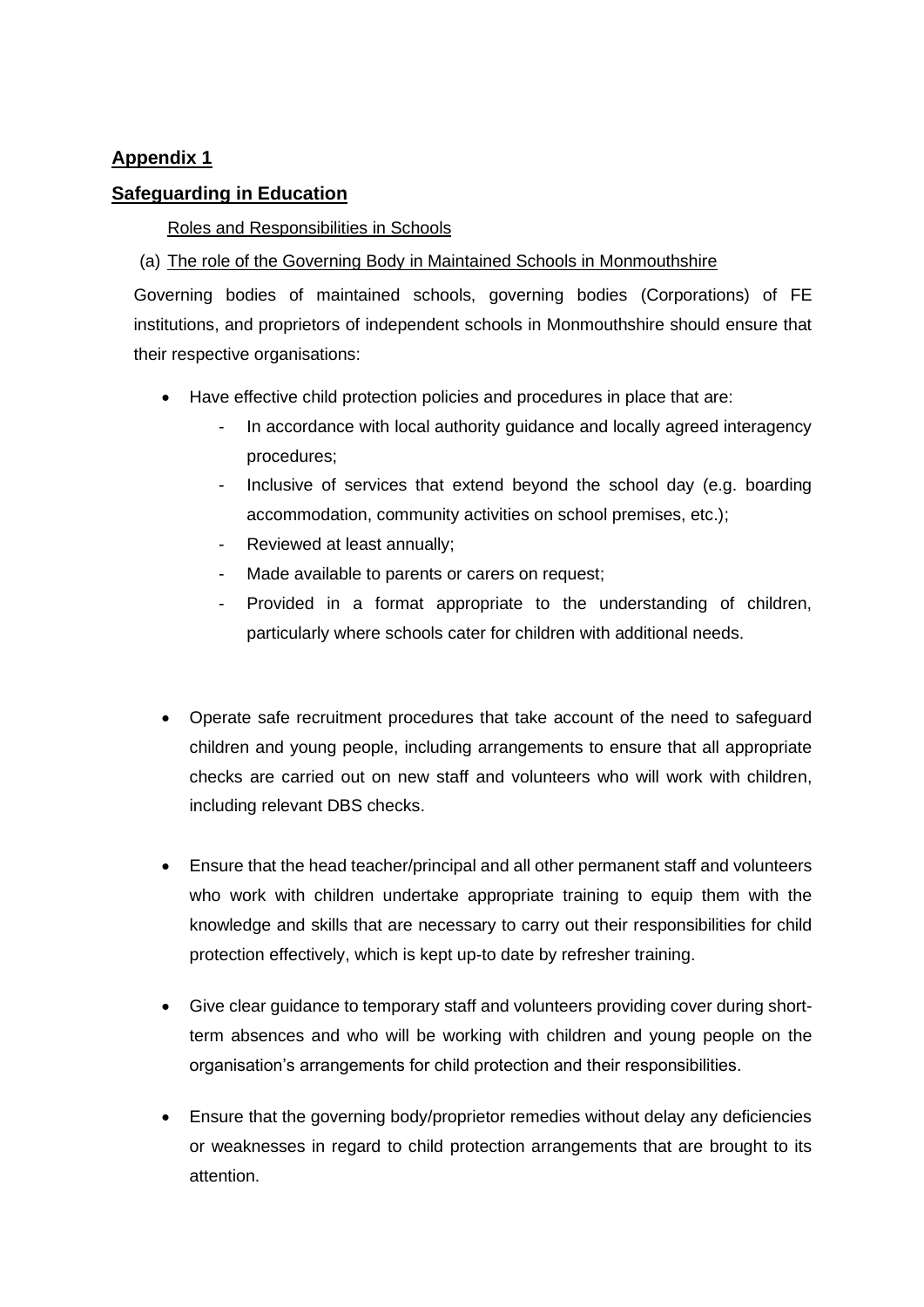## Appendix 1

## Safeguarding in Education

Roles and Responsibilities in Schools

(a) The role of the Governing Body in Maintained Schools in Monmouthshire

Governing bodies of maintained schools, governing bodies (Corporations) of FE institutions, and proprietors of independent schools in Monmouthshire should ensure that their respective organisations:

- Have effective child protection policies and procedures in place that are:
  - In accordance with local authority guidance and locally agreed interagency procedures;
  - Inclusive of services that extend beyond the school day (e.g. boarding accommodation, community activities on school premises, etc.);
  - Reviewed at least annually;
  - Made available to parents or carers on request;
  - Provided in a format appropriate to the understanding of children, particularly where schools cater for children with additional needs.

- Operate safe recruitment procedures that take account of the need to safeguard children and young people, including arrangements to ensure that all appropriate checks are carried out on new staff and volunteers who will work with children, including relevant DBS checks.

- Ensure that the head teacher/principal and all other permanent staff and volunteers who work with children undertake appropriate training to equip them with the knowledge and skills that are necessary to carry out their responsibilities for child protection effectively, which is kept up-to date by refresher training.

- Give clear guidance to temporary staff and volunteers providing cover during short-term absences and who will be working with children and young people on the organisation's arrangements for child protection and their responsibilities.

- Ensure that the governing body/proprietor remedies without delay any deficiencies or weaknesses in regard to child protection arrangements that are brought to its attention.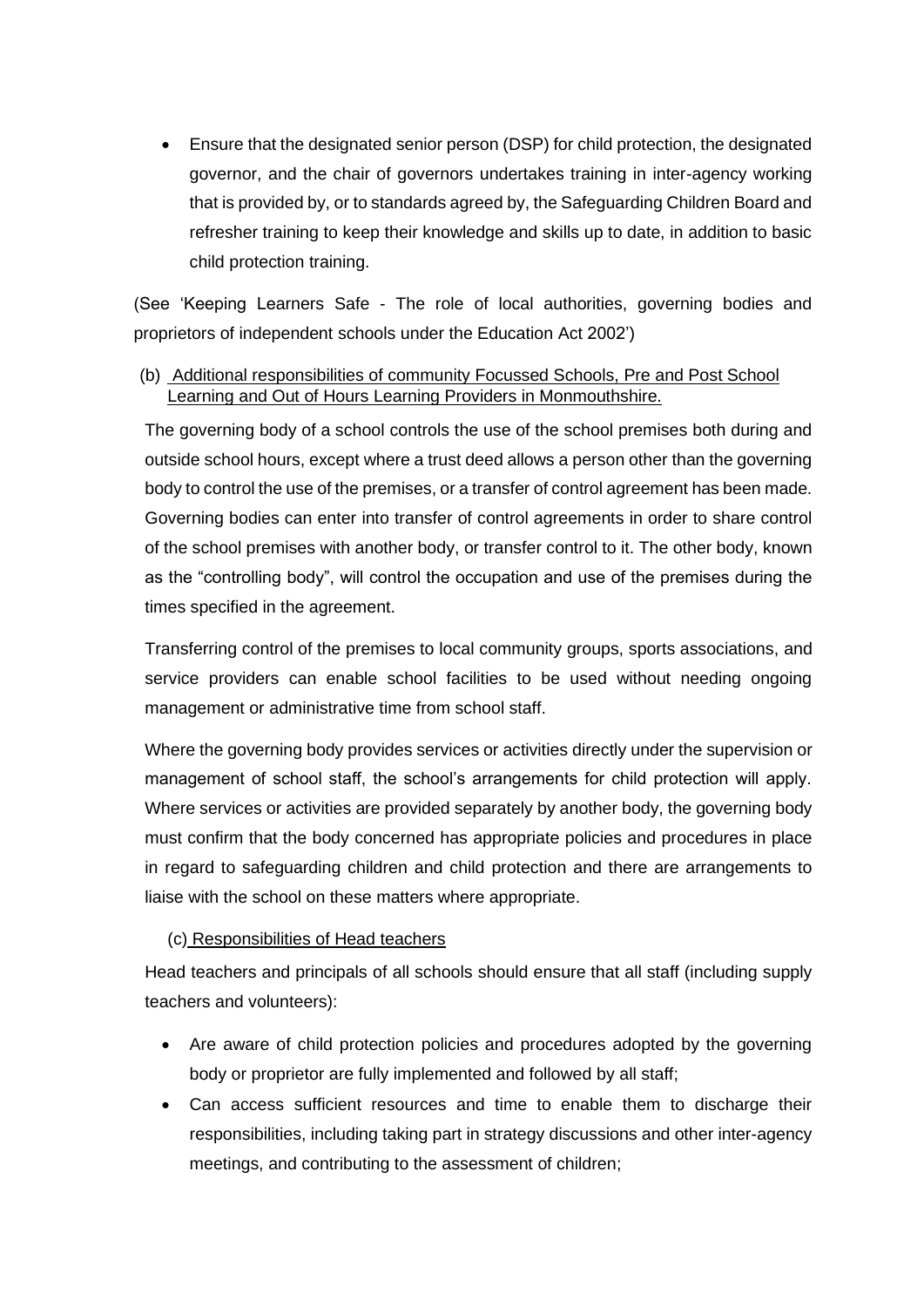- Ensure that the designated senior person (DSP) for child protection, the designated governor, and the chair of governors undertakes training in inter-agency working that is provided by, or to standards agreed by, the Safeguarding Children Board and refresher training to keep their knowledge and skills up to date, in addition to basic child protection training.

(See 'Keeping Learners Safe - The role of local authorities, governing bodies and proprietors of independent schools under the Education Act 2002')

(b) Additional responsibilities of community Focussed Schools, Pre and Post School Learning and Out of Hours Learning Providers in Monmouthshire.

The governing body of a school controls the use of the school premises both during and outside school hours, except where a trust deed allows a person other than the governing body to control the use of the premises, or a transfer of control agreement has been made. Governing bodies can enter into transfer of control agreements in order to share control of the school premises with another body, or transfer control to it. The other body, known as the "controlling body", will control the occupation and use of the premises during the times specified in the agreement.

Transferring control of the premises to local community groups, sports associations, and service providers can enable school facilities to be used without needing ongoing management or administrative time from school staff.

Where the governing body provides services or activities directly under the supervision or management of school staff, the school's arrangements for child protection will apply. Where services or activities are provided separately by another body, the governing body must confirm that the body concerned has appropriate policies and procedures in place in regard to safeguarding children and child protection and there are arrangements to liaise with the school on these matters where appropriate.

(c) Responsibilities of Head teachers

Head teachers and principals of all schools should ensure that all staff (including supply teachers and volunteers):

- Are aware of child protection policies and procedures adopted by the governing body or proprietor are fully implemented and followed by all staff;
- Can access sufficient resources and time to enable them to discharge their responsibilities, including taking part in strategy discussions and other inter-agency meetings, and contributing to the assessment of children;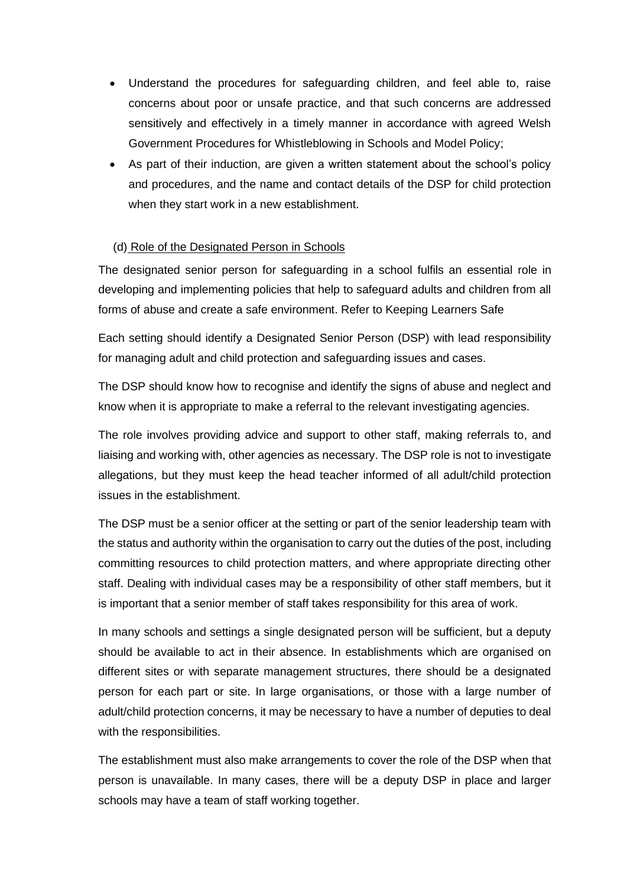- Understand the procedures for safeguarding children, and feel able to, raise concerns about poor or unsafe practice, and that such concerns are addressed sensitively and effectively in a timely manner in accordance with agreed Welsh Government Procedures for Whistleblowing in Schools and Model Policy;
- As part of their induction, are given a written statement about the school's policy and procedures, and the name and contact details of the DSP for child protection when they start work in a new establishment.

(d) Role of the Designated Person in Schools

The designated senior person for safeguarding in a school fulfils an essential role in developing and implementing policies that help to safeguard adults and children from all forms of abuse and create a safe environment. Refer to Keeping Learners Safe

Each setting should identify a Designated Senior Person (DSP) with lead responsibility for managing adult and child protection and safeguarding issues and cases.

The DSP should know how to recognise and identify the signs of abuse and neglect and know when it is appropriate to make a referral to the relevant investigating agencies.

The role involves providing advice and support to other staff, making referrals to, and liaising and working with, other agencies as necessary. The DSP role is not to investigate allegations, but they must keep the head teacher informed of all adult/child protection issues in the establishment.

The DSP must be a senior officer at the setting or part of the senior leadership team with the status and authority within the organisation to carry out the duties of the post, including committing resources to child protection matters, and where appropriate directing other staff. Dealing with individual cases may be a responsibility of other staff members, but it is important that a senior member of staff takes responsibility for this area of work.

In many schools and settings a single designated person will be sufficient, but a deputy should be available to act in their absence. In establishments which are organised on different sites or with separate management structures, there should be a designated person for each part or site. In large organisations, or those with a large number of adult/child protection concerns, it may be necessary to have a number of deputies to deal with the responsibilities.

The establishment must also make arrangements to cover the role of the DSP when that person is unavailable. In many cases, there will be a deputy DSP in place and larger schools may have a team of staff working together.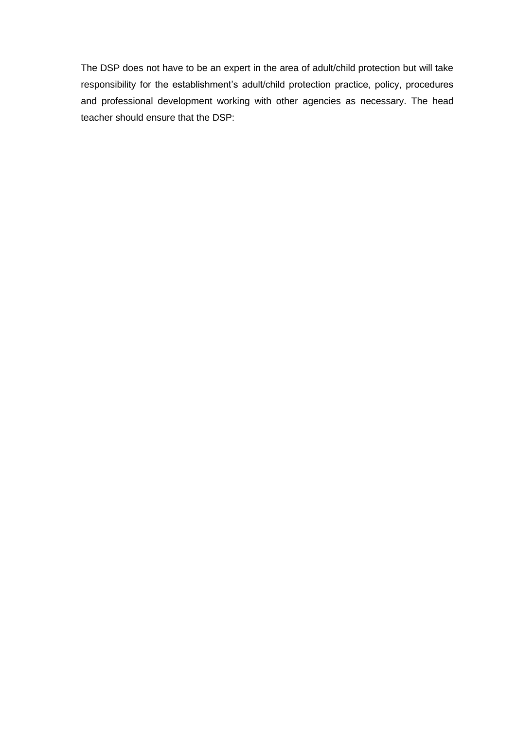The DSP does not have to be an expert in the area of adult/child protection but will take responsibility for the establishment's adult/child protection practice, policy, procedures and professional development working with other agencies as necessary. The head teacher should ensure that the DSP: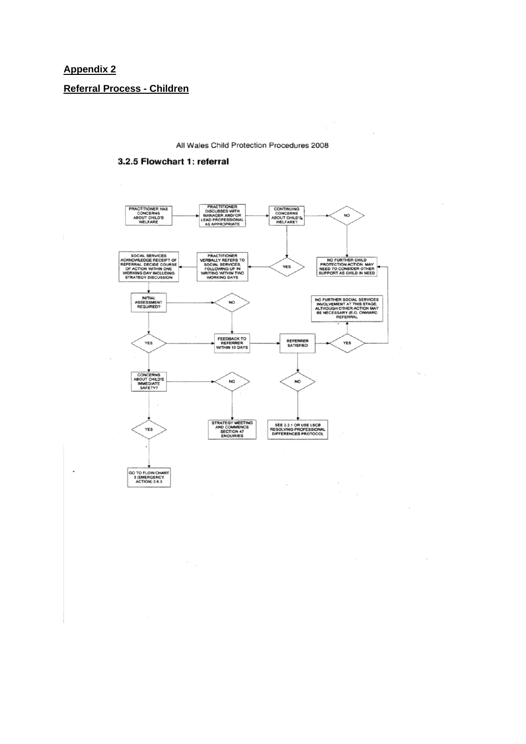**Appendix 2**

**Referral Process - Children**

All Wales Child Protection Procedures 2008

### 3.2.5 Flowchart 1: referral

PRACTITIONER HAS CONCERNS ABOUT CHILD'S WELFARE

PRACTITIONER DISCUSSES WITH MANAGER AND/ OR LEAD PROFESSIONAL AS APPROPRIATE

CONTINUING CONCERNS ABOUT CHILD'S WELFARE?

NO

NO FURTHER CHILD PROTECTION ACTION. MAY NEED TO CONSIDER OTHER SUPPORT AS CHILD IN NEED

YES

PRACTITIONER VERBALLY REFERS TO SOCIAL SERVICES, FOLLOWING UP IN WRITING WITHIN TWO WORKING DAYS

SOCIAL SERVICES ACKNOWLEDGE RECEIPT OF REFERRAL. DECIDE COURSE OF ACTION WITHIN ONE WORKING DAY INCLUDING STRATEGY DISCUSSION

INITIAL ASSESSMENT REQUIRED?

NO

NO FURTHER SOCIAL SERVICES INVOLVEMENT AT THIS STAGE, ALTHOUGH OTHER ACTION MAY BE NECESSARY (E.G. ONWARD REFERRAL

YES

FEEDBACK TO REFERRER WITHIN 10 DAYS

REFERRER SATISFIED

YES

CONCERNS ABOUT CHILD'S IMMEDIATE SAFETY?

NO

NO

STRATEGY MEETING AND COMMENCE SECTION 47 ENQUIRIES

SEE 2.2.1 OR USE LSCB RESOLVING PROFESSIONAL DIFFERENCES PROTOCOL

YES

GO TO FLOW CHART 3 (EMERGENCY ACTION) 3.6.3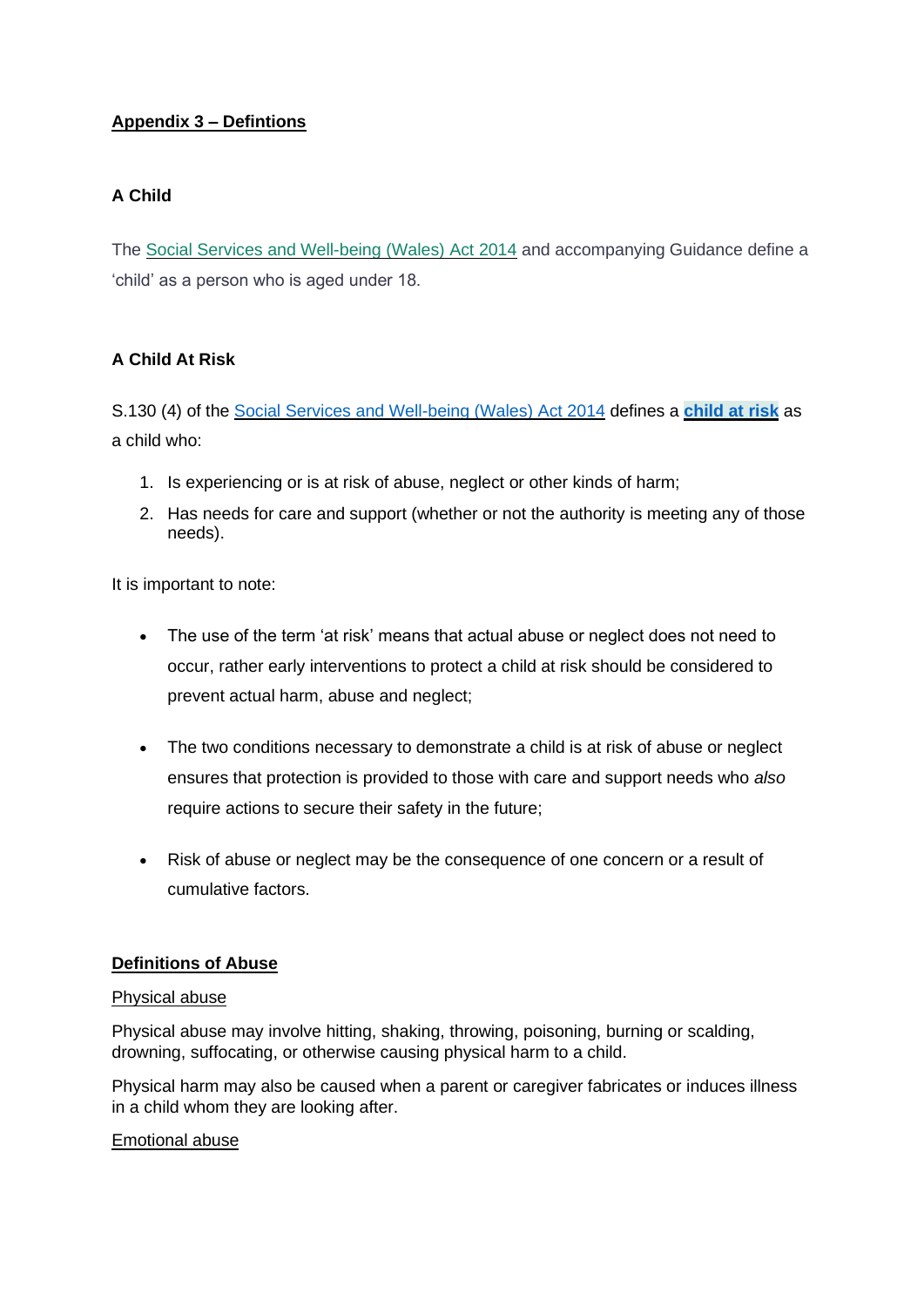## **Appendix 3 – Defintions**

### A Child

The Social Services and Well-being (Wales) Act 2014 and accompanying Guidance define a 'child' as a person who is aged under 18.

### A Child At Risk

S.130 (4) of the Social Services and Well-being (Wales) Act 2014 defines a **child at risk** as a child who:

1. Is experiencing or is at risk of abuse, neglect or other kinds of harm;
2. Has needs for care and support (whether or not the authority is meeting any of those needs).

It is important to note:

- The use of the term 'at risk' means that actual abuse or neglect does not need to occur, rather early interventions to protect a child at risk should be considered to prevent actual harm, abuse and neglect;
- The two conditions necessary to demonstrate a child is at risk of abuse or neglect ensures that protection is provided to those with care and support needs who *also* require actions to secure their safety in the future;
- Risk of abuse or neglect may be the consequence of one concern or a result of cumulative factors.

### **Definitions of Abuse**

Physical abuse

Physical abuse may involve hitting, shaking, throwing, poisoning, burning or scalding, drowning, suffocating, or otherwise causing physical harm to a child.

Physical harm may also be caused when a parent or caregiver fabricates or induces illness in a child whom they are looking after.

Emotional abuse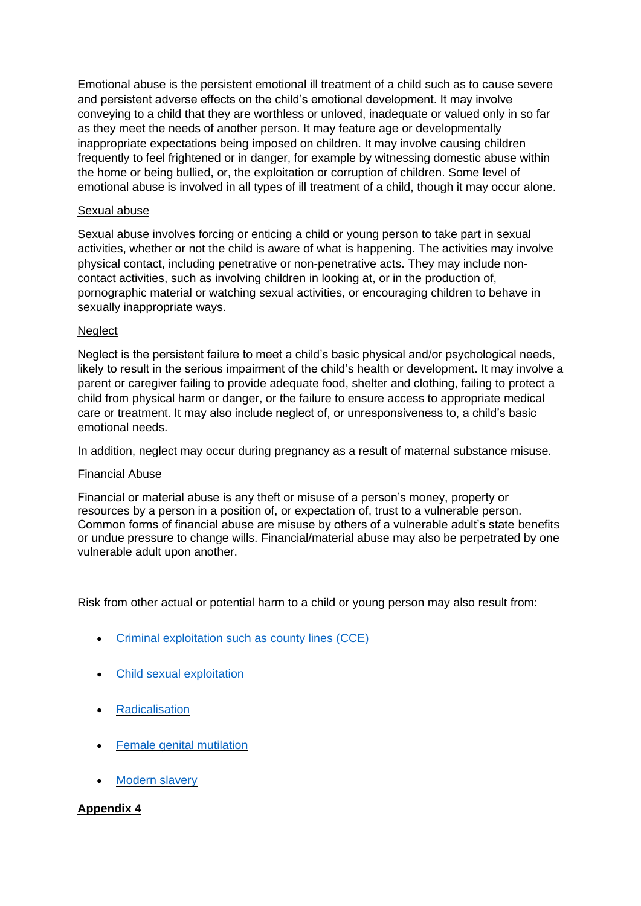Emotional abuse is the persistent emotional ill treatment of a child such as to cause severe and persistent adverse effects on the child's emotional development. It may involve conveying to a child that they are worthless or unloved, inadequate or valued only in so far as they meet the needs of another person. It may feature age or developmentally inappropriate expectations being imposed on children. It may involve causing children frequently to feel frightened or in danger, for example by witnessing domestic abuse within the home or being bullied, or, the exploitation or corruption of children. Some level of emotional abuse is involved in all types of ill treatment of a child, though it may occur alone.

<u>Sexual abuse</u>

Sexual abuse involves forcing or enticing a child or young person to take part in sexual activities, whether or not the child is aware of what is happening. The activities may involve physical contact, including penetrative or non-penetrative acts. They may include non-contact activities, such as involving children in looking at, or in the production of, pornographic material or watching sexual activities, or encouraging children to behave in sexually inappropriate ways.

<u>Neglect</u>

Neglect is the persistent failure to meet a child's basic physical and/or psychological needs, likely to result in the serious impairment of the child's health or development. It may involve a parent or caregiver failing to provide adequate food, shelter and clothing, failing to protect a child from physical harm or danger, or the failure to ensure access to appropriate medical care or treatment. It may also include neglect of, or unresponsiveness to, a child's basic emotional needs.

In addition, neglect may occur during pregnancy as a result of maternal substance misuse.

<u>Financial Abuse</u>

Financial or material abuse is any theft or misuse of a person's money, property or resources by a person in a position of, or expectation of, trust to a vulnerable person. Common forms of financial abuse are misuse by others of a vulnerable adult's state benefits or undue pressure to change wills. Financial/material abuse may also be perpetrated by one vulnerable adult upon another.

Risk from other actual or potential harm to a child or young person may also result from:

- Criminal exploitation such as county lines (CCE)
- Child sexual exploitation
- Radicalisation
- Female genital mutilation
- Modern slavery

**<u>Appendix 4</u>**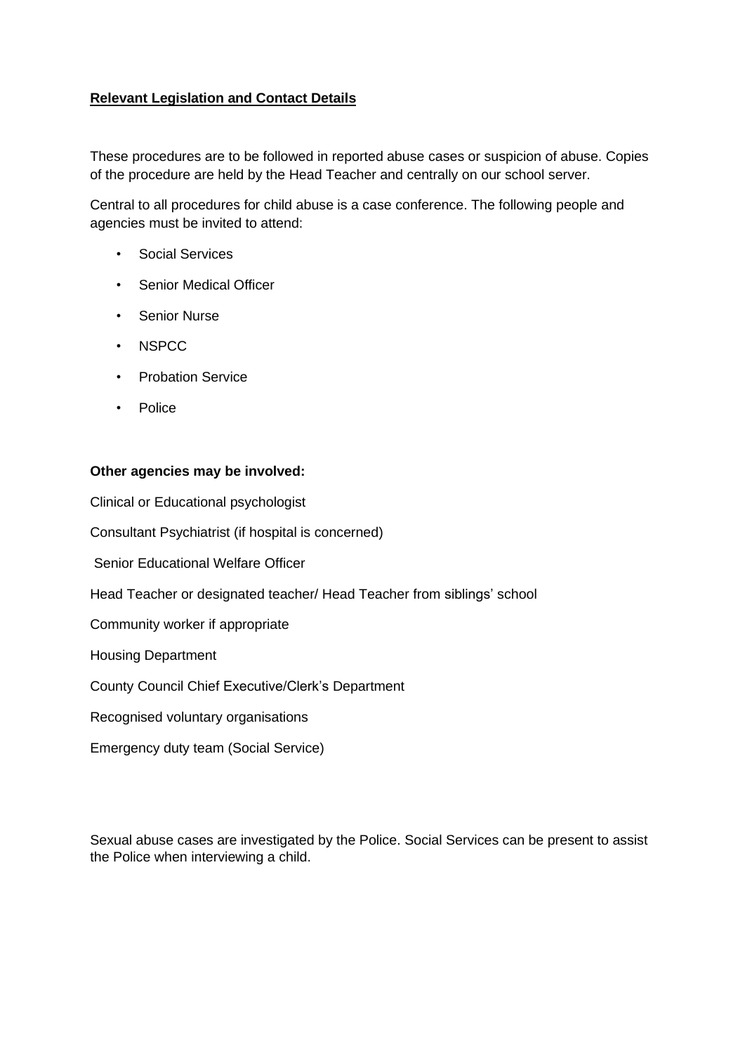**Relevant Legislation and Contact Details**

These procedures are to be followed in reported abuse cases or suspicion of abuse. Copies of the procedure are held by the Head Teacher and centrally on our school server.

Central to all procedures for child abuse is a case conference. The following people and agencies must be invited to attend:

- Social Services
- Senior Medical Officer
- Senior Nurse
- NSPCC
- Probation Service
- Police

**Other agencies may be involved:**

Clinical or Educational psychologist

Consultant Psychiatrist (if hospital is concerned)

Senior Educational Welfare Officer

Head Teacher or designated teacher/ Head Teacher from siblings' school

Community worker if appropriate

Housing Department

County Council Chief Executive/Clerk's Department

Recognised voluntary organisations

Emergency duty team (Social Service)

Sexual abuse cases are investigated by the Police. Social Services can be present to assist the Police when interviewing a child.